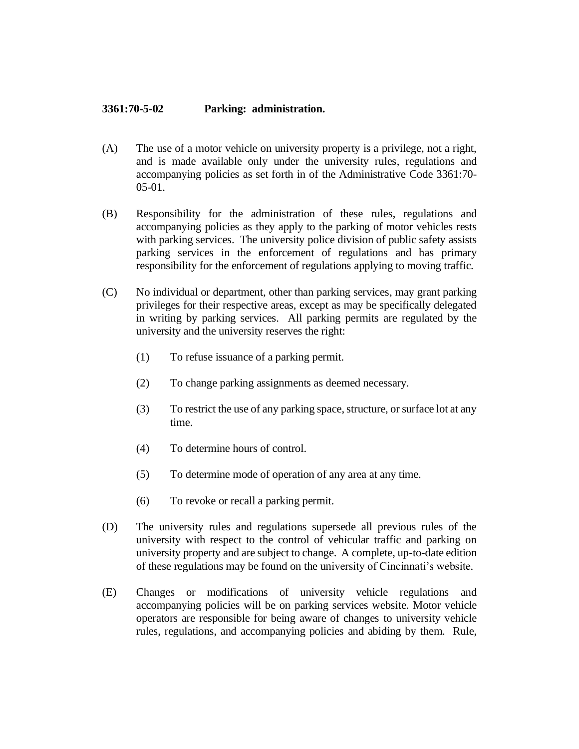**3361:70-5-02 Parking: administration.**

(A) The use of a motor vehicle on university property is a privilege, not a right, and is made available only under the university rules, regulations and accompanying policies as set forth in of the Administrative Code 3361:70-05-01.

(B) Responsibility for the administration of these rules, regulations and accompanying policies as they apply to the parking of motor vehicles rests with parking services. The university police division of public safety assists parking services in the enforcement of regulations and has primary responsibility for the enforcement of regulations applying to moving traffic.

(C) No individual or department, other than parking services, may grant parking privileges for their respective areas, except as may be specifically delegated in writing by parking services. All parking permits are regulated by the university and the university reserves the right:

(1) To refuse issuance of a parking permit.

(2) To change parking assignments as deemed necessary.

(3) To restrict the use of any parking space, structure, or surface lot at any time.

(4) To determine hours of control.

(5) To determine mode of operation of any area at any time.

(6) To revoke or recall a parking permit.

(D) The university rules and regulations supersede all previous rules of the university with respect to the control of vehicular traffic and parking on university property and are subject to change. A complete, up-to-date edition of these regulations may be found on the university of Cincinnati's website.

(E) Changes or modifications of university vehicle regulations and accompanying policies will be on parking services website. Motor vehicle operators are responsible for being aware of changes to university vehicle rules, regulations, and accompanying policies and abiding by them. Rule,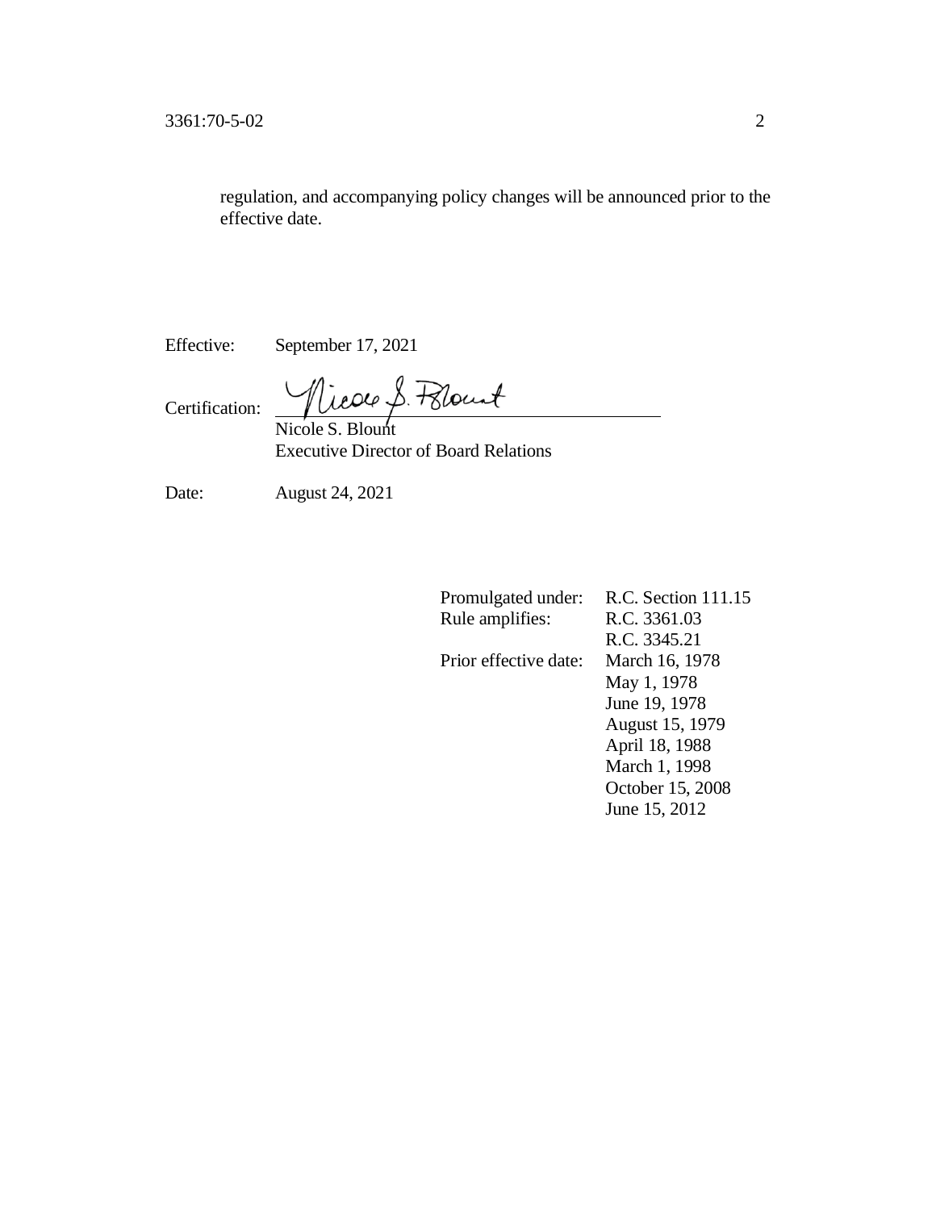regulation, and accompanying policy changes will be announced prior to the effective date.

Effective: September 17, 2021

Certification: Nicole S. Blount
Nicole S. Blount
Executive Director of Board Relations

Date: August 24, 2021

| | |
|---|---|
| Promulgated under: | R.C. Section 111.15 |
| Rule amplifies: | R.C. 3361.03 |
| | R.C. 3345.21 |
| Prior effective date: | March 16, 1978 |
| | May 1, 1978 |
| | June 19, 1978 |
| | August 15, 1979 |
| | April 18, 1988 |
| | March 1, 1998 |
| | October 15, 2008 |
| | June 15, 2012 |